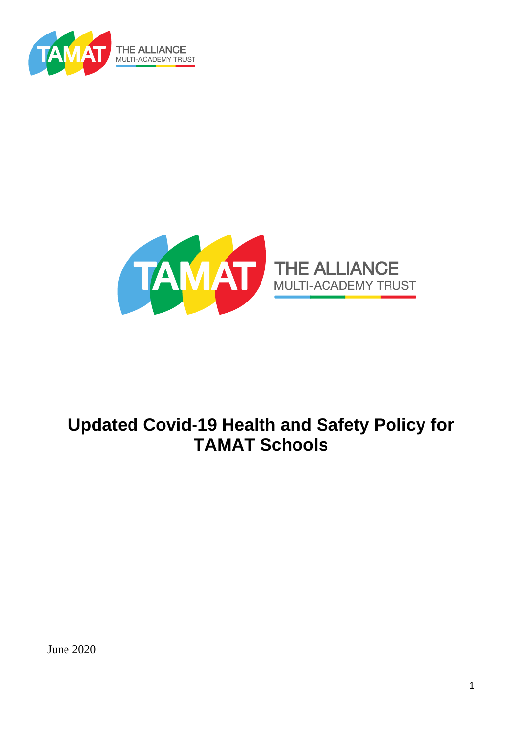TAMAT THE ALLIANCE MULTI-ACADEMY TRUST

TAMAT THE ALLIANCE MULTI-ACADEMY TRUST

# Updated Covid-19 Health and Safety Policy for TAMAT Schools

June 2020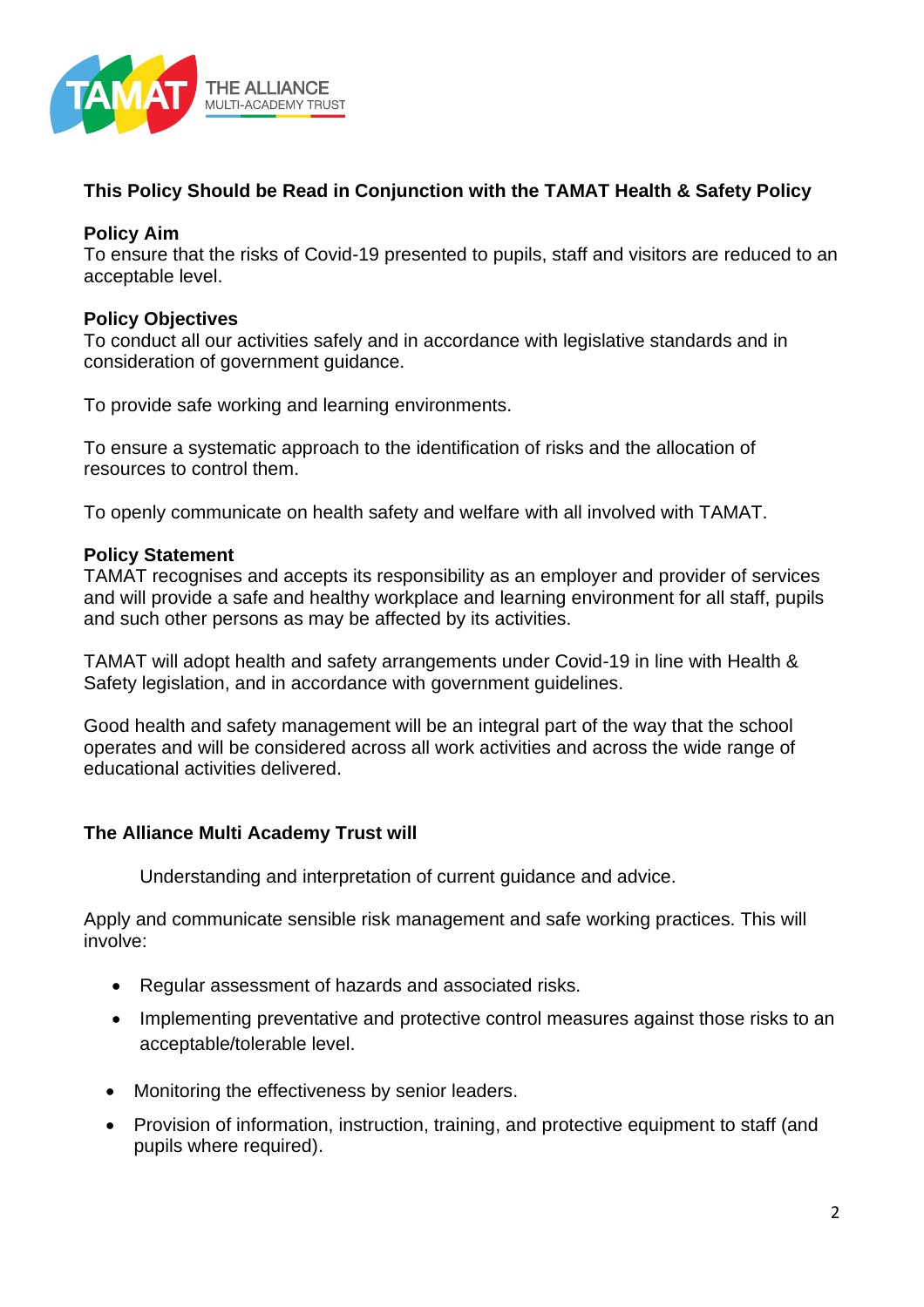**This Policy Should be Read in Conjunction with the TAMAT Health & Safety Policy**

**Policy Aim**

To ensure that the risks of Covid-19 presented to pupils, staff and visitors are reduced to an acceptable level.

**Policy Objectives**

To conduct all our activities safely and in accordance with legislative standards and in consideration of government guidance.

To provide safe working and learning environments.

To ensure a systematic approach to the identification of risks and the allocation of resources to control them.

To openly communicate on health safety and welfare with all involved with TAMAT.

**Policy Statement**

TAMAT recognises and accepts its responsibility as an employer and provider of services and will provide a safe and healthy workplace and learning environment for all staff, pupils and such other persons as may be affected by its activities.

TAMAT will adopt health and safety arrangements under Covid-19 in line with Health & Safety legislation, and in accordance with government guidelines.

Good health and safety management will be an integral part of the way that the school operates and will be considered across all work activities and across the wide range of educational activities delivered.

**The Alliance Multi Academy Trust will**

Understanding and interpretation of current guidance and advice.

Apply and communicate sensible risk management and safe working practices. This will involve:

- Regular assessment of hazards and associated risks.
- Implementing preventative and protective control measures against those risks to an acceptable/tolerable level.
- Monitoring the effectiveness by senior leaders.
- Provision of information, instruction, training, and protective equipment to staff (and pupils where required).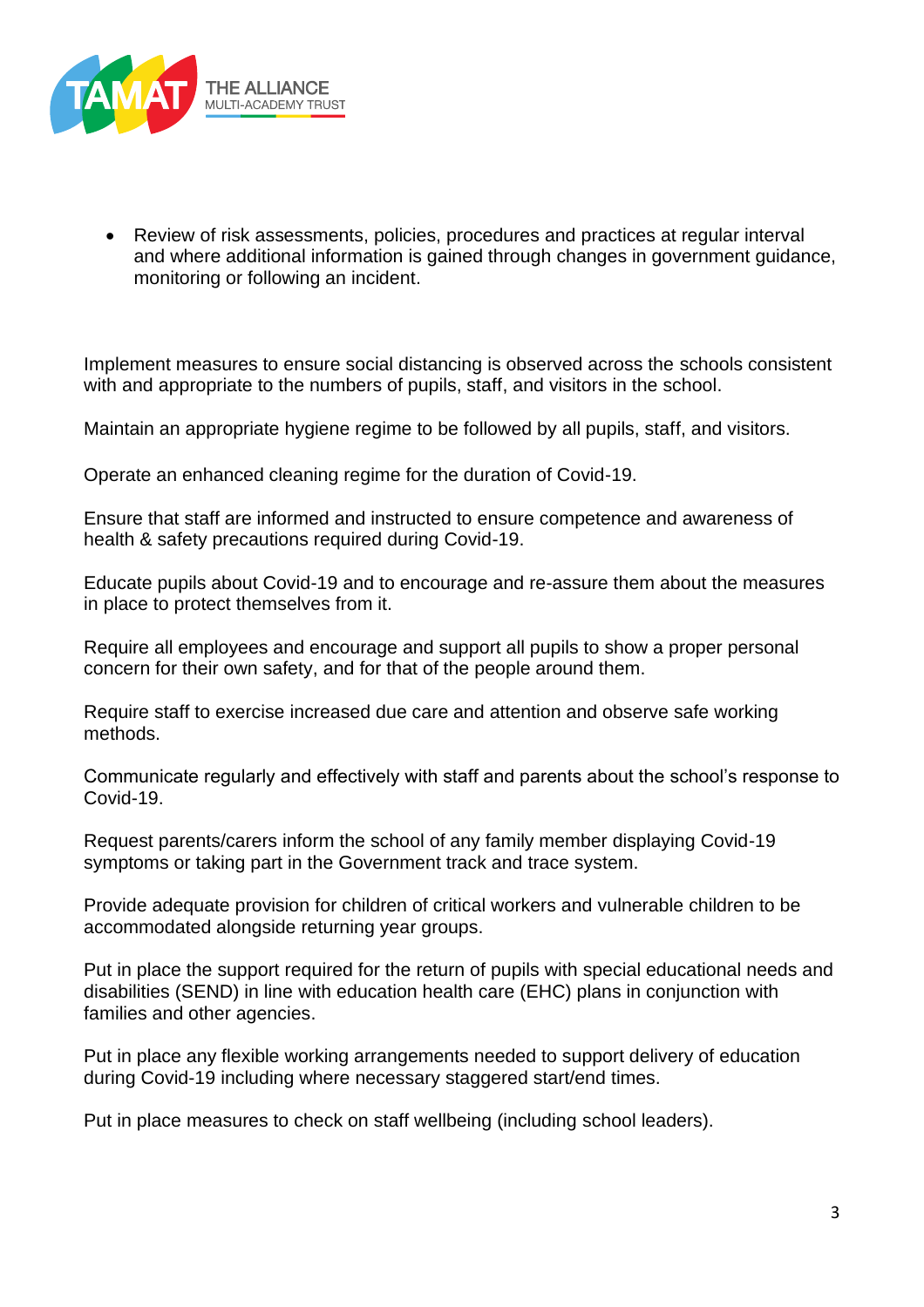- Review of risk assessments, policies, procedures and practices at regular interval and where additional information is gained through changes in government guidance, monitoring or following an incident.

Implement measures to ensure social distancing is observed across the schools consistent with and appropriate to the numbers of pupils, staff, and visitors in the school.

Maintain an appropriate hygiene regime to be followed by all pupils, staff, and visitors.

Operate an enhanced cleaning regime for the duration of Covid-19.

Ensure that staff are informed and instructed to ensure competence and awareness of health & safety precautions required during Covid-19.

Educate pupils about Covid-19 and to encourage and re-assure them about the measures in place to protect themselves from it.

Require all employees and encourage and support all pupils to show a proper personal concern for their own safety, and for that of the people around them.

Require staff to exercise increased due care and attention and observe safe working methods.

Communicate regularly and effectively with staff and parents about the school's response to Covid-19.

Request parents/carers inform the school of any family member displaying Covid-19 symptoms or taking part in the Government track and trace system.

Provide adequate provision for children of critical workers and vulnerable children to be accommodated alongside returning year groups.

Put in place the support required for the return of pupils with special educational needs and disabilities (SEND) in line with education health care (EHC) plans in conjunction with families and other agencies.

Put in place any flexible working arrangements needed to support delivery of education during Covid-19 including where necessary staggered start/end times.

Put in place measures to check on staff wellbeing (including school leaders).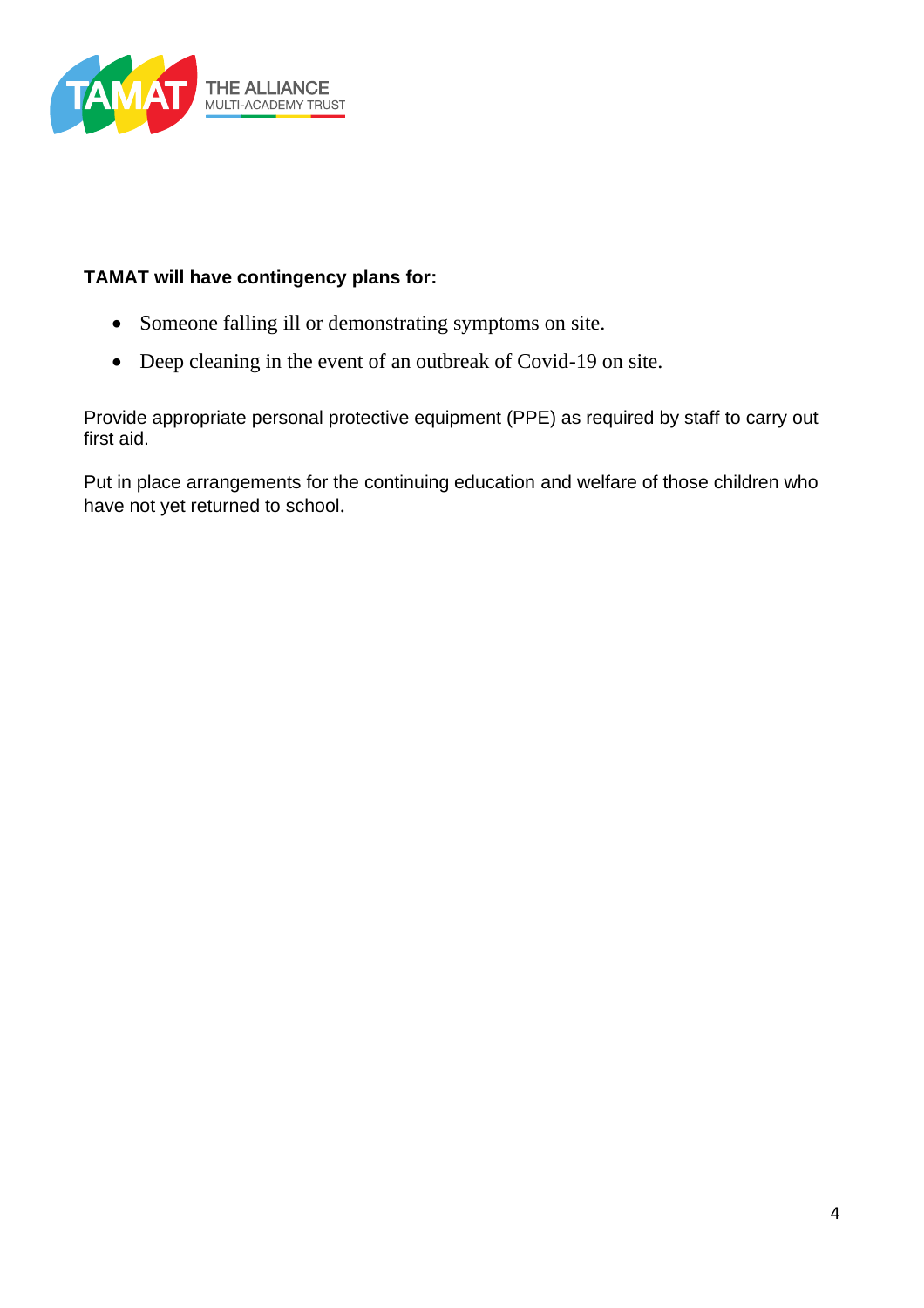**TAMAT will have contingency plans for:**

- Someone falling ill or demonstrating symptoms on site.
- Deep cleaning in the event of an outbreak of Covid-19 on site.

Provide appropriate personal protective equipment (PPE) as required by staff to carry out first aid.

Put in place arrangements for the continuing education and welfare of those children who have not yet returned to school.